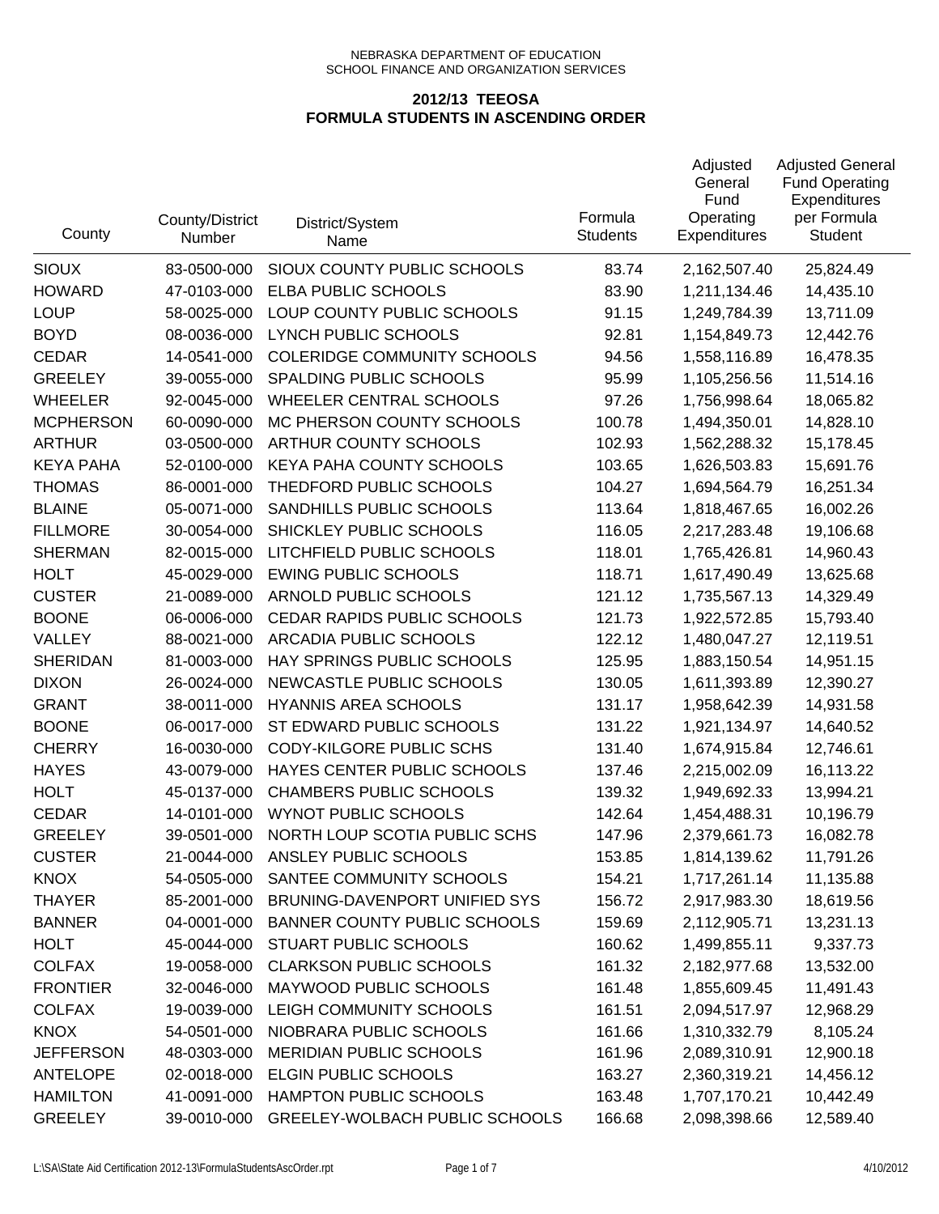NEBRASKA DEPARTMENT OF EDUCATION
SCHOOL FINANCE AND ORGANIZATION SERVICES

## 2012/13 TEEOSA
## FORMULA STUDENTS IN ASCENDING ORDER

| County | County/District Number | District/System Name | Formula Students | Adjusted General Fund Operating Expenditures | Adjusted General Fund Operating Expenditures per Formula Student |
|---|---|---|---|---|---|
| SIOUX | 83-0500-000 | SIOUX COUNTY PUBLIC SCHOOLS | 83.74 | 2,162,507.40 | 25,824.49 |
| HOWARD | 47-0103-000 | ELBA PUBLIC SCHOOLS | 83.90 | 1,211,134.46 | 14,435.10 |
| LOUP | 58-0025-000 | LOUP COUNTY PUBLIC SCHOOLS | 91.15 | 1,249,784.39 | 13,711.09 |
| BOYD | 08-0036-000 | LYNCH PUBLIC SCHOOLS | 92.81 | 1,154,849.73 | 12,442.76 |
| CEDAR | 14-0541-000 | COLERIDGE COMMUNITY SCHOOLS | 94.56 | 1,558,116.89 | 16,478.35 |
| GREELEY | 39-0055-000 | SPALDING PUBLIC SCHOOLS | 95.99 | 1,105,256.56 | 11,514.16 |
| WHEELER | 92-0045-000 | WHEELER CENTRAL SCHOOLS | 97.26 | 1,756,998.64 | 18,065.82 |
| MCPHERSON | 60-0090-000 | MC PHERSON COUNTY SCHOOLS | 100.78 | 1,494,350.01 | 14,828.10 |
| ARTHUR | 03-0500-000 | ARTHUR COUNTY SCHOOLS | 102.93 | 1,562,288.32 | 15,178.45 |
| KEYA PAHA | 52-0100-000 | KEYA PAHA COUNTY SCHOOLS | 103.65 | 1,626,503.83 | 15,691.76 |
| THOMAS | 86-0001-000 | THEDFORD PUBLIC SCHOOLS | 104.27 | 1,694,564.79 | 16,251.34 |
| BLAINE | 05-0071-000 | SANDHILLS PUBLIC SCHOOLS | 113.64 | 1,818,467.65 | 16,002.26 |
| FILLMORE | 30-0054-000 | SHICKLEY PUBLIC SCHOOLS | 116.05 | 2,217,283.48 | 19,106.68 |
| SHERMAN | 82-0015-000 | LITCHFIELD PUBLIC SCHOOLS | 118.01 | 1,765,426.81 | 14,960.43 |
| HOLT | 45-0029-000 | EWING PUBLIC SCHOOLS | 118.71 | 1,617,490.49 | 13,625.68 |
| CUSTER | 21-0089-000 | ARNOLD PUBLIC SCHOOLS | 121.12 | 1,735,567.13 | 14,329.49 |
| BOONE | 06-0006-000 | CEDAR RAPIDS PUBLIC SCHOOLS | 121.73 | 1,922,572.85 | 15,793.40 |
| VALLEY | 88-0021-000 | ARCADIA PUBLIC SCHOOLS | 122.12 | 1,480,047.27 | 12,119.51 |
| SHERIDAN | 81-0003-000 | HAY SPRINGS PUBLIC SCHOOLS | 125.95 | 1,883,150.54 | 14,951.15 |
| DIXON | 26-0024-000 | NEWCASTLE PUBLIC SCHOOLS | 130.05 | 1,611,393.89 | 12,390.27 |
| GRANT | 38-0011-000 | HYANNIS AREA SCHOOLS | 131.17 | 1,958,642.39 | 14,931.58 |
| BOONE | 06-0017-000 | ST EDWARD PUBLIC SCHOOLS | 131.22 | 1,921,134.97 | 14,640.52 |
| CHERRY | 16-0030-000 | CODY-KILGORE PUBLIC SCHS | 131.40 | 1,674,915.84 | 12,746.61 |
| HAYES | 43-0079-000 | HAYES CENTER PUBLIC SCHOOLS | 137.46 | 2,215,002.09 | 16,113.22 |
| HOLT | 45-0137-000 | CHAMBERS PUBLIC SCHOOLS | 139.32 | 1,949,692.33 | 13,994.21 |
| CEDAR | 14-0101-000 | WYNOT PUBLIC SCHOOLS | 142.64 | 1,454,488.31 | 10,196.79 |
| GREELEY | 39-0501-000 | NORTH LOUP SCOTIA PUBLIC SCHS | 147.96 | 2,379,661.73 | 16,082.78 |
| CUSTER | 21-0044-000 | ANSLEY PUBLIC SCHOOLS | 153.85 | 1,814,139.62 | 11,791.26 |
| KNOX | 54-0505-000 | SANTEE COMMUNITY SCHOOLS | 154.21 | 1,717,261.14 | 11,135.88 |
| THAYER | 85-2001-000 | BRUNING-DAVENPORT UNIFIED SYS | 156.72 | 2,917,983.30 | 18,619.56 |
| BANNER | 04-0001-000 | BANNER COUNTY PUBLIC SCHOOLS | 159.69 | 2,112,905.71 | 13,231.13 |
| HOLT | 45-0044-000 | STUART PUBLIC SCHOOLS | 160.62 | 1,499,855.11 | 9,337.73 |
| COLFAX | 19-0058-000 | CLARKSON PUBLIC SCHOOLS | 161.32 | 2,182,977.68 | 13,532.00 |
| FRONTIER | 32-0046-000 | MAYWOOD PUBLIC SCHOOLS | 161.48 | 1,855,609.45 | 11,491.43 |
| COLFAX | 19-0039-000 | LEIGH COMMUNITY SCHOOLS | 161.51 | 2,094,517.97 | 12,968.29 |
| KNOX | 54-0501-000 | NIOBRARA PUBLIC SCHOOLS | 161.66 | 1,310,332.79 | 8,105.24 |
| JEFFERSON | 48-0303-000 | MERIDIAN PUBLIC SCHOOLS | 161.96 | 2,089,310.91 | 12,900.18 |
| ANTELOPE | 02-0018-000 | ELGIN PUBLIC SCHOOLS | 163.27 | 2,360,319.21 | 14,456.12 |
| HAMILTON | 41-0091-000 | HAMPTON PUBLIC SCHOOLS | 163.48 | 1,707,170.21 | 10,442.49 |
| GREELEY | 39-0010-000 | GREELEY-WOLBACH PUBLIC SCHOOLS | 166.68 | 2,098,398.66 | 12,589.40 |

L:\SA\State Aid Certification 2012-13\FormulaStudentsAscOrder.rpt 4/10/2012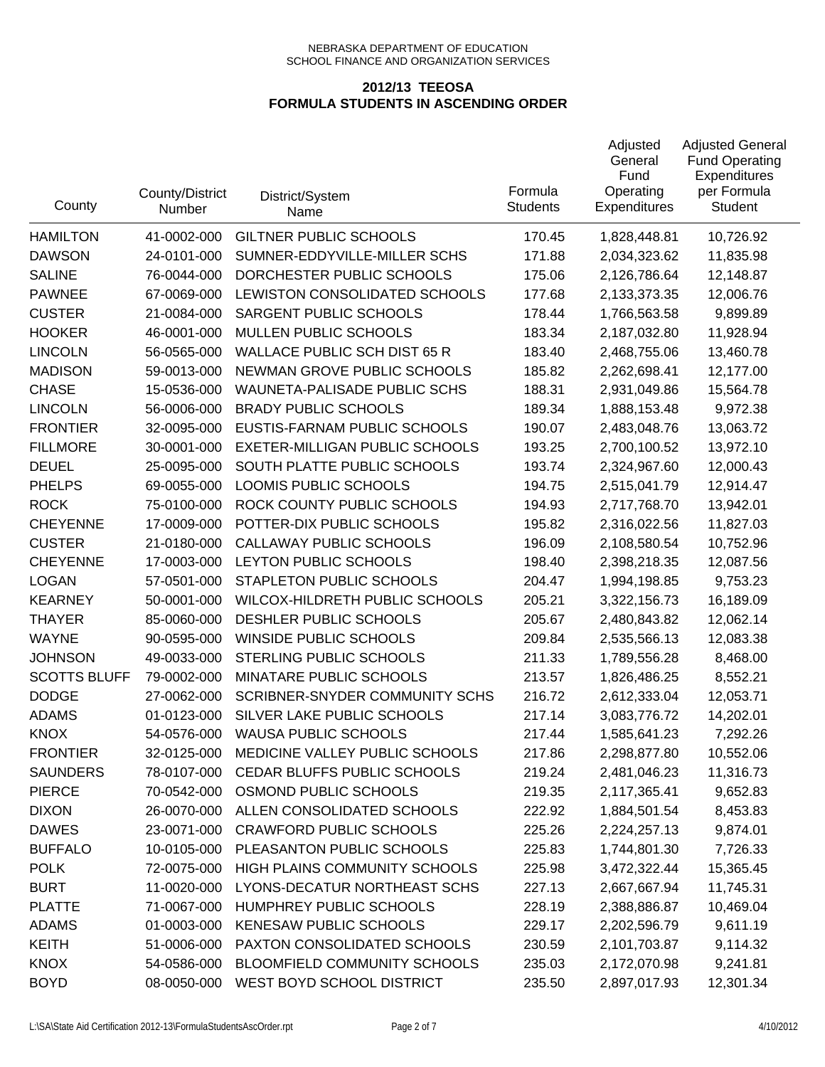NEBRASKA DEPARTMENT OF EDUCATION
SCHOOL FINANCE AND ORGANIZATION SERVICES

## 2012/13 TEEOSA
## FORMULA STUDENTS IN ASCENDING ORDER

| County | County/District Number | District/System Name | Formula Students | Adjusted General Fund Operating Expenditures | Adjusted General Fund Operating Expenditures per Formula Student |
|---|---|---|---|---|---|
| HAMILTON | 41-0002-000 | GILTNER PUBLIC SCHOOLS | 170.45 | 1,828,448.81 | 10,726.92 |
| DAWSON | 24-0101-000 | SUMNER-EDDYVILLE-MILLER SCHS | 171.88 | 2,034,323.62 | 11,835.98 |
| SALINE | 76-0044-000 | DORCHESTER PUBLIC SCHOOLS | 175.06 | 2,126,786.64 | 12,148.87 |
| PAWNEE | 67-0069-000 | LEWISTON CONSOLIDATED SCHOOLS | 177.68 | 2,133,373.35 | 12,006.76 |
| CUSTER | 21-0084-000 | SARGENT PUBLIC SCHOOLS | 178.44 | 1,766,563.58 | 9,899.89 |
| HOOKER | 46-0001-000 | MULLEN PUBLIC SCHOOLS | 183.34 | 2,187,032.80 | 11,928.94 |
| LINCOLN | 56-0565-000 | WALLACE PUBLIC SCH DIST 65 R | 183.40 | 2,468,755.06 | 13,460.78 |
| MADISON | 59-0013-000 | NEWMAN GROVE PUBLIC SCHOOLS | 185.82 | 2,262,698.41 | 12,177.00 |
| CHASE | 15-0536-000 | WAUNETA-PALISADE PUBLIC SCHS | 188.31 | 2,931,049.86 | 15,564.78 |
| LINCOLN | 56-0006-000 | BRADY PUBLIC SCHOOLS | 189.34 | 1,888,153.48 | 9,972.38 |
| FRONTIER | 32-0095-000 | EUSTIS-FARNAM PUBLIC SCHOOLS | 190.07 | 2,483,048.76 | 13,063.72 |
| FILLMORE | 30-0001-000 | EXETER-MILLIGAN PUBLIC SCHOOLS | 193.25 | 2,700,100.52 | 13,972.10 |
| DEUEL | 25-0095-000 | SOUTH PLATTE PUBLIC SCHOOLS | 193.74 | 2,324,967.60 | 12,000.43 |
| PHELPS | 69-0055-000 | LOOMIS PUBLIC SCHOOLS | 194.75 | 2,515,041.79 | 12,914.47 |
| ROCK | 75-0100-000 | ROCK COUNTY PUBLIC SCHOOLS | 194.93 | 2,717,768.70 | 13,942.01 |
| CHEYENNE | 17-0009-000 | POTTER-DIX PUBLIC SCHOOLS | 195.82 | 2,316,022.56 | 11,827.03 |
| CUSTER | 21-0180-000 | CALLAWAY PUBLIC SCHOOLS | 196.09 | 2,108,580.54 | 10,752.96 |
| CHEYENNE | 17-0003-000 | LEYTON PUBLIC SCHOOLS | 198.40 | 2,398,218.35 | 12,087.56 |
| LOGAN | 57-0501-000 | STAPLETON PUBLIC SCHOOLS | 204.47 | 1,994,198.85 | 9,753.23 |
| KEARNEY | 50-0001-000 | WILCOX-HILDRETH PUBLIC SCHOOLS | 205.21 | 3,322,156.73 | 16,189.09 |
| THAYER | 85-0060-000 | DESHLER PUBLIC SCHOOLS | 205.67 | 2,480,843.82 | 12,062.14 |
| WAYNE | 90-0595-000 | WINSIDE PUBLIC SCHOOLS | 209.84 | 2,535,566.13 | 12,083.38 |
| JOHNSON | 49-0033-000 | STERLING PUBLIC SCHOOLS | 211.33 | 1,789,556.28 | 8,468.00 |
| SCOTTS BLUFF | 79-0002-000 | MINATARE PUBLIC SCHOOLS | 213.57 | 1,826,486.25 | 8,552.21 |
| DODGE | 27-0062-000 | SCRIBNER-SNYDER COMMUNITY SCHS | 216.72 | 2,612,333.04 | 12,053.71 |
| ADAMS | 01-0123-000 | SILVER LAKE PUBLIC SCHOOLS | 217.14 | 3,083,776.72 | 14,202.01 |
| KNOX | 54-0576-000 | WAUSA PUBLIC SCHOOLS | 217.44 | 1,585,641.23 | 7,292.26 |
| FRONTIER | 32-0125-000 | MEDICINE VALLEY PUBLIC SCHOOLS | 217.86 | 2,298,877.80 | 10,552.06 |
| SAUNDERS | 78-0107-000 | CEDAR BLUFFS PUBLIC SCHOOLS | 219.24 | 2,481,046.23 | 11,316.73 |
| PIERCE | 70-0542-000 | OSMOND PUBLIC SCHOOLS | 219.35 | 2,117,365.41 | 9,652.83 |
| DIXON | 26-0070-000 | ALLEN CONSOLIDATED SCHOOLS | 222.92 | 1,884,501.54 | 8,453.83 |
| DAWES | 23-0071-000 | CRAWFORD PUBLIC SCHOOLS | 225.26 | 2,224,257.13 | 9,874.01 |
| BUFFALO | 10-0105-000 | PLEASANTON PUBLIC SCHOOLS | 225.83 | 1,744,801.30 | 7,726.33 |
| POLK | 72-0075-000 | HIGH PLAINS COMMUNITY SCHOOLS | 225.98 | 3,472,322.44 | 15,365.45 |
| BURT | 11-0020-000 | LYONS-DECATUR NORTHEAST SCHS | 227.13 | 2,667,667.94 | 11,745.31 |
| PLATTE | 71-0067-000 | HUMPHREY PUBLIC SCHOOLS | 228.19 | 2,388,886.87 | 10,469.04 |
| ADAMS | 01-0003-000 | KENESAW PUBLIC SCHOOLS | 229.17 | 2,202,596.79 | 9,611.19 |
| KEITH | 51-0006-000 | PAXTON CONSOLIDATED SCHOOLS | 230.59 | 2,101,703.87 | 9,114.32 |
| KNOX | 54-0586-000 | BLOOMFIELD COMMUNITY SCHOOLS | 235.03 | 2,172,070.98 | 9,241.81 |
| BOYD | 08-0050-000 | WEST BOYD SCHOOL DISTRICT | 235.50 | 2,897,017.93 | 12,301.34 |

L:\SA\State Aid Certification 2012-13\FormulaStudentsAscOrder.rpt 4/10/2012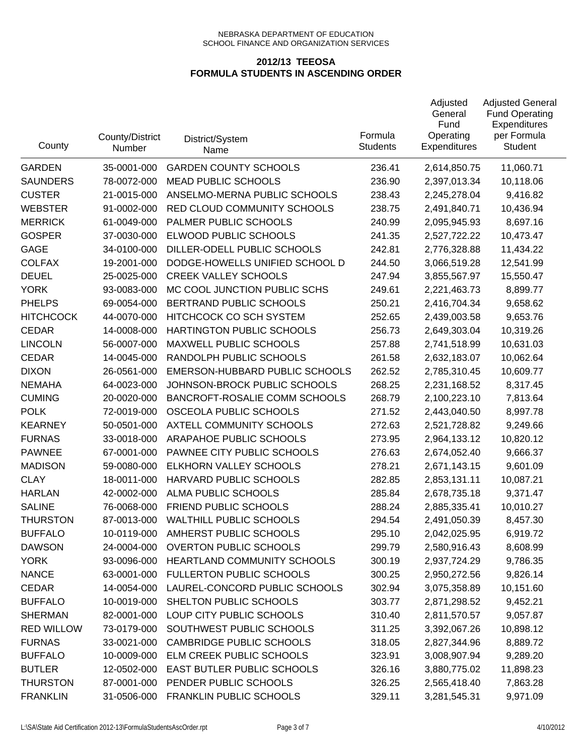NEBRASKA DEPARTMENT OF EDUCATION
SCHOOL FINANCE AND ORGANIZATION SERVICES

## 2012/13 TEEOSA
## FORMULA STUDENTS IN ASCENDING ORDER

| County | County/District Number | District/System Name | Formula Students | Adjusted General Fund Operating Expenditures | Adjusted General Fund Operating Expenditures per Formula Student |
|---|---|---|---|---|---|
| GARDEN | 35-0001-000 | GARDEN COUNTY SCHOOLS | 236.41 | 2,614,850.75 | 11,060.71 |
| SAUNDERS | 78-0072-000 | MEAD PUBLIC SCHOOLS | 236.90 | 2,397,013.34 | 10,118.06 |
| CUSTER | 21-0015-000 | ANSELMO-MERNA PUBLIC SCHOOLS | 238.43 | 2,245,278.04 | 9,416.82 |
| WEBSTER | 91-0002-000 | RED CLOUD COMMUNITY SCHOOLS | 238.75 | 2,491,840.71 | 10,436.94 |
| MERRICK | 61-0049-000 | PALMER PUBLIC SCHOOLS | 240.99 | 2,095,945.93 | 8,697.16 |
| GOSPER | 37-0030-000 | ELWOOD PUBLIC SCHOOLS | 241.35 | 2,527,722.22 | 10,473.47 |
| GAGE | 34-0100-000 | DILLER-ODELL PUBLIC SCHOOLS | 242.81 | 2,776,328.88 | 11,434.22 |
| COLFAX | 19-2001-000 | DODGE-HOWELLS UNIFIED SCHOOL D | 244.50 | 3,066,519.28 | 12,541.99 |
| DEUEL | 25-0025-000 | CREEK VALLEY SCHOOLS | 247.94 | 3,855,567.97 | 15,550.47 |
| YORK | 93-0083-000 | MC COOL JUNCTION PUBLIC SCHS | 249.61 | 2,221,463.73 | 8,899.77 |
| PHELPS | 69-0054-000 | BERTRAND PUBLIC SCHOOLS | 250.21 | 2,416,704.34 | 9,658.62 |
| HITCHCOCK | 44-0070-000 | HITCHCOCK CO SCH SYSTEM | 252.65 | 2,439,003.58 | 9,653.76 |
| CEDAR | 14-0008-000 | HARTINGTON PUBLIC SCHOOLS | 256.73 | 2,649,303.04 | 10,319.26 |
| LINCOLN | 56-0007-000 | MAXWELL PUBLIC SCHOOLS | 257.88 | 2,741,518.99 | 10,631.03 |
| CEDAR | 14-0045-000 | RANDOLPH PUBLIC SCHOOLS | 261.58 | 2,632,183.07 | 10,062.64 |
| DIXON | 26-0561-000 | EMERSON-HUBBARD PUBLIC SCHOOLS | 262.52 | 2,785,310.45 | 10,609.77 |
| NEMAHA | 64-0023-000 | JOHNSON-BROCK PUBLIC SCHOOLS | 268.25 | 2,231,168.52 | 8,317.45 |
| CUMING | 20-0020-000 | BANCROFT-ROSALIE COMM SCHOOLS | 268.79 | 2,100,223.10 | 7,813.64 |
| POLK | 72-0019-000 | OSCEOLA PUBLIC SCHOOLS | 271.52 | 2,443,040.50 | 8,997.78 |
| KEARNEY | 50-0501-000 | AXTELL COMMUNITY SCHOOLS | 272.63 | 2,521,728.82 | 9,249.66 |
| FURNAS | 33-0018-000 | ARAPAHOE PUBLIC SCHOOLS | 273.95 | 2,964,133.12 | 10,820.12 |
| PAWNEE | 67-0001-000 | PAWNEE CITY PUBLIC SCHOOLS | 276.63 | 2,674,052.40 | 9,666.37 |
| MADISON | 59-0080-000 | ELKHORN VALLEY SCHOOLS | 278.21 | 2,671,143.15 | 9,601.09 |
| CLAY | 18-0011-000 | HARVARD PUBLIC SCHOOLS | 282.85 | 2,853,131.11 | 10,087.21 |
| HARLAN | 42-0002-000 | ALMA PUBLIC SCHOOLS | 285.84 | 2,678,735.18 | 9,371.47 |
| SALINE | 76-0068-000 | FRIEND PUBLIC SCHOOLS | 288.24 | 2,885,335.41 | 10,010.27 |
| THURSTON | 87-0013-000 | WALTHILL PUBLIC SCHOOLS | 294.54 | 2,491,050.39 | 8,457.30 |
| BUFFALO | 10-0119-000 | AMHERST PUBLIC SCHOOLS | 295.10 | 2,042,025.95 | 6,919.72 |
| DAWSON | 24-0004-000 | OVERTON PUBLIC SCHOOLS | 299.79 | 2,580,916.43 | 8,608.99 |
| YORK | 93-0096-000 | HEARTLAND COMMUNITY SCHOOLS | 300.19 | 2,937,724.29 | 9,786.35 |
| NANCE | 63-0001-000 | FULLERTON PUBLIC SCHOOLS | 300.25 | 2,950,272.56 | 9,826.14 |
| CEDAR | 14-0054-000 | LAUREL-CONCORD PUBLIC SCHOOLS | 302.94 | 3,075,358.89 | 10,151.60 |
| BUFFALO | 10-0019-000 | SHELTON PUBLIC SCHOOLS | 303.77 | 2,871,298.52 | 9,452.21 |
| SHERMAN | 82-0001-000 | LOUP CITY PUBLIC SCHOOLS | 310.40 | 2,811,570.57 | 9,057.87 |
| RED WILLOW | 73-0179-000 | SOUTHWEST PUBLIC SCHOOLS | 311.25 | 3,392,067.26 | 10,898.12 |
| FURNAS | 33-0021-000 | CAMBRIDGE PUBLIC SCHOOLS | 318.05 | 2,827,344.96 | 8,889.72 |
| BUFFALO | 10-0009-000 | ELM CREEK PUBLIC SCHOOLS | 323.91 | 3,008,907.94 | 9,289.20 |
| BUTLER | 12-0502-000 | EAST BUTLER PUBLIC SCHOOLS | 326.16 | 3,880,775.02 | 11,898.23 |
| THURSTON | 87-0001-000 | PENDER PUBLIC SCHOOLS | 326.25 | 2,565,418.40 | 7,863.28 |
| FRANKLIN | 31-0506-000 | FRANKLIN PUBLIC SCHOOLS | 329.11 | 3,281,545.31 | 9,971.09 |

L:\SA\State Aid Certification 2012-13\FormulaStudentsAscOrder.rpt 4/10/2012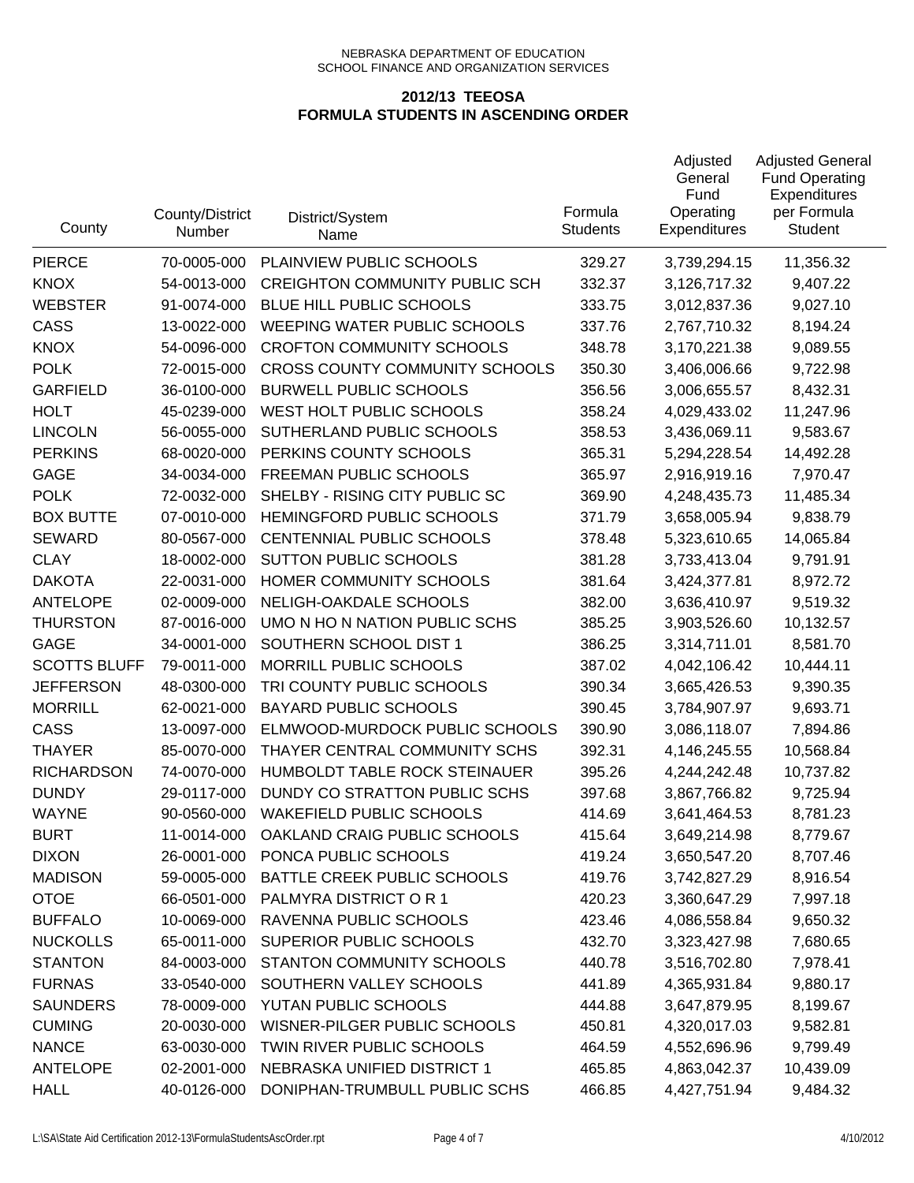NEBRASKA DEPARTMENT OF EDUCATION
SCHOOL FINANCE AND ORGANIZATION SERVICES

## 2012/13 TEEOSA
## FORMULA STUDENTS IN ASCENDING ORDER

| County | County/District Number | District/System Name | Formula Students | Adjusted General Fund Operating Expenditures | Adjusted General Fund Operating Expenditures per Formula Student |
|---|---|---|---|---|---|
| PIERCE | 70-0005-000 | PLAINVIEW PUBLIC SCHOOLS | 329.27 | 3,739,294.15 | 11,356.32 |
| KNOX | 54-0013-000 | CREIGHTON COMMUNITY PUBLIC SCH | 332.37 | 3,126,717.32 | 9,407.22 |
| WEBSTER | 91-0074-000 | BLUE HILL PUBLIC SCHOOLS | 333.75 | 3,012,837.36 | 9,027.10 |
| CASS | 13-0022-000 | WEEPING WATER PUBLIC SCHOOLS | 337.76 | 2,767,710.32 | 8,194.24 |
| KNOX | 54-0096-000 | CROFTON COMMUNITY SCHOOLS | 348.78 | 3,170,221.38 | 9,089.55 |
| POLK | 72-0015-000 | CROSS COUNTY COMMUNITY SCHOOLS | 350.30 | 3,406,006.66 | 9,722.98 |
| GARFIELD | 36-0100-000 | BURWELL PUBLIC SCHOOLS | 356.56 | 3,006,655.57 | 8,432.31 |
| HOLT | 45-0239-000 | WEST HOLT PUBLIC SCHOOLS | 358.24 | 4,029,433.02 | 11,247.96 |
| LINCOLN | 56-0055-000 | SUTHERLAND PUBLIC SCHOOLS | 358.53 | 3,436,069.11 | 9,583.67 |
| PERKINS | 68-0020-000 | PERKINS COUNTY SCHOOLS | 365.31 | 5,294,228.54 | 14,492.28 |
| GAGE | 34-0034-000 | FREEMAN PUBLIC SCHOOLS | 365.97 | 2,916,919.16 | 7,970.47 |
| POLK | 72-0032-000 | SHELBY - RISING CITY PUBLIC SC | 369.90 | 4,248,435.73 | 11,485.34 |
| BOX BUTTE | 07-0010-000 | HEMINGFORD PUBLIC SCHOOLS | 371.79 | 3,658,005.94 | 9,838.79 |
| SEWARD | 80-0567-000 | CENTENNIAL PUBLIC SCHOOLS | 378.48 | 5,323,610.65 | 14,065.84 |
| CLAY | 18-0002-000 | SUTTON PUBLIC SCHOOLS | 381.28 | 3,733,413.04 | 9,791.91 |
| DAKOTA | 22-0031-000 | HOMER COMMUNITY SCHOOLS | 381.64 | 3,424,377.81 | 8,972.72 |
| ANTELOPE | 02-0009-000 | NELIGH-OAKDALE SCHOOLS | 382.00 | 3,636,410.97 | 9,519.32 |
| THURSTON | 87-0016-000 | UMO N HO N NATION PUBLIC SCHS | 385.25 | 3,903,526.60 | 10,132.57 |
| GAGE | 34-0001-000 | SOUTHERN SCHOOL DIST 1 | 386.25 | 3,314,711.01 | 8,581.70 |
| SCOTTS BLUFF | 79-0011-000 | MORRILL PUBLIC SCHOOLS | 387.02 | 4,042,106.42 | 10,444.11 |
| JEFFERSON | 48-0300-000 | TRI COUNTY PUBLIC SCHOOLS | 390.34 | 3,665,426.53 | 9,390.35 |
| MORRILL | 62-0021-000 | BAYARD PUBLIC SCHOOLS | 390.45 | 3,784,907.97 | 9,693.71 |
| CASS | 13-0097-000 | ELMWOOD-MURDOCK PUBLIC SCHOOLS | 390.90 | 3,086,118.07 | 7,894.86 |
| THAYER | 85-0070-000 | THAYER CENTRAL COMMUNITY SCHS | 392.31 | 4,146,245.55 | 10,568.84 |
| RICHARDSON | 74-0070-000 | HUMBOLDT TABLE ROCK STEINAUER | 395.26 | 4,244,242.48 | 10,737.82 |
| DUNDY | 29-0117-000 | DUNDY CO STRATTON PUBLIC SCHS | 397.68 | 3,867,766.82 | 9,725.94 |
| WAYNE | 90-0560-000 | WAKEFIELD PUBLIC SCHOOLS | 414.69 | 3,641,464.53 | 8,781.23 |
| BURT | 11-0014-000 | OAKLAND CRAIG PUBLIC SCHOOLS | 415.64 | 3,649,214.98 | 8,779.67 |
| DIXON | 26-0001-000 | PONCA PUBLIC SCHOOLS | 419.24 | 3,650,547.20 | 8,707.46 |
| MADISON | 59-0005-000 | BATTLE CREEK PUBLIC SCHOOLS | 419.76 | 3,742,827.29 | 8,916.54 |
| OTOE | 66-0501-000 | PALMYRA DISTRICT O R 1 | 420.23 | 3,360,647.29 | 7,997.18 |
| BUFFALO | 10-0069-000 | RAVENNA PUBLIC SCHOOLS | 423.46 | 4,086,558.84 | 9,650.32 |
| NUCKOLLS | 65-0011-000 | SUPERIOR PUBLIC SCHOOLS | 432.70 | 3,323,427.98 | 7,680.65 |
| STANTON | 84-0003-000 | STANTON COMMUNITY SCHOOLS | 440.78 | 3,516,702.80 | 7,978.41 |
| FURNAS | 33-0540-000 | SOUTHERN VALLEY SCHOOLS | 441.89 | 4,365,931.84 | 9,880.17 |
| SAUNDERS | 78-0009-000 | YUTAN PUBLIC SCHOOLS | 444.88 | 3,647,879.95 | 8,199.67 |
| CUMING | 20-0030-000 | WISNER-PILGER PUBLIC SCHOOLS | 450.81 | 4,320,017.03 | 9,582.81 |
| NANCE | 63-0030-000 | TWIN RIVER PUBLIC SCHOOLS | 464.59 | 4,552,696.96 | 9,799.49 |
| ANTELOPE | 02-2001-000 | NEBRASKA UNIFIED DISTRICT 1 | 465.85 | 4,863,042.37 | 10,439.09 |
| HALL | 40-0126-000 | DONIPHAN-TRUMBULL PUBLIC SCHS | 466.85 | 4,427,751.94 | 9,484.32 |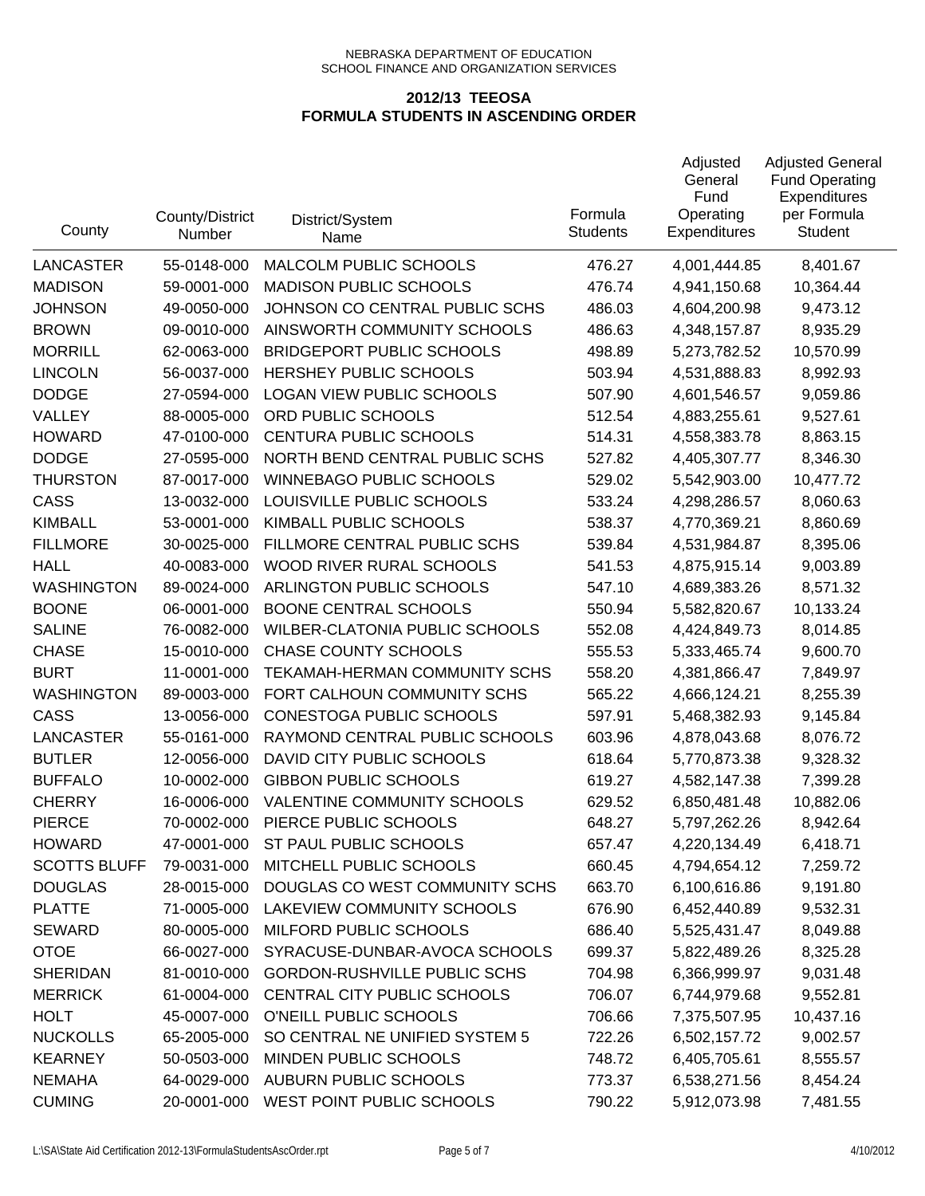NEBRASKA DEPARTMENT OF EDUCATION
SCHOOL FINANCE AND ORGANIZATION SERVICES

## 2012/13 TEEOSA
## FORMULA STUDENTS IN ASCENDING ORDER

| County | County/District Number | District/System Name | Formula Students | Adjusted General Fund Operating Expenditures | Adjusted General Fund Operating Expenditures per Formula Student |
|---|---|---|---|---|---|
| LANCASTER | 55-0148-000 | MALCOLM PUBLIC SCHOOLS | 476.27 | 4,001,444.85 | 8,401.67 |
| MADISON | 59-0001-000 | MADISON PUBLIC SCHOOLS | 476.74 | 4,941,150.68 | 10,364.44 |
| JOHNSON | 49-0050-000 | JOHNSON CO CENTRAL PUBLIC SCHS | 486.03 | 4,604,200.98 | 9,473.12 |
| BROWN | 09-0010-000 | AINSWORTH COMMUNITY SCHOOLS | 486.63 | 4,348,157.87 | 8,935.29 |
| MORRILL | 62-0063-000 | BRIDGEPORT PUBLIC SCHOOLS | 498.89 | 5,273,782.52 | 10,570.99 |
| LINCOLN | 56-0037-000 | HERSHEY PUBLIC SCHOOLS | 503.94 | 4,531,888.83 | 8,992.93 |
| DODGE | 27-0594-000 | LOGAN VIEW PUBLIC SCHOOLS | 507.90 | 4,601,546.57 | 9,059.86 |
| VALLEY | 88-0005-000 | ORD PUBLIC SCHOOLS | 512.54 | 4,883,255.61 | 9,527.61 |
| HOWARD | 47-0100-000 | CENTURA PUBLIC SCHOOLS | 514.31 | 4,558,383.78 | 8,863.15 |
| DODGE | 27-0595-000 | NORTH BEND CENTRAL PUBLIC SCHS | 527.82 | 4,405,307.77 | 8,346.30 |
| THURSTON | 87-0017-000 | WINNEBAGO PUBLIC SCHOOLS | 529.02 | 5,542,903.00 | 10,477.72 |
| CASS | 13-0032-000 | LOUISVILLE PUBLIC SCHOOLS | 533.24 | 4,298,286.57 | 8,060.63 |
| KIMBALL | 53-0001-000 | KIMBALL PUBLIC SCHOOLS | 538.37 | 4,770,369.21 | 8,860.69 |
| FILLMORE | 30-0025-000 | FILLMORE CENTRAL PUBLIC SCHS | 539.84 | 4,531,984.87 | 8,395.06 |
| HALL | 40-0083-000 | WOOD RIVER RURAL SCHOOLS | 541.53 | 4,875,915.14 | 9,003.89 |
| WASHINGTON | 89-0024-000 | ARLINGTON PUBLIC SCHOOLS | 547.10 | 4,689,383.26 | 8,571.32 |
| BOONE | 06-0001-000 | BOONE CENTRAL SCHOOLS | 550.94 | 5,582,820.67 | 10,133.24 |
| SALINE | 76-0082-000 | WILBER-CLATONIA PUBLIC SCHOOLS | 552.08 | 4,424,849.73 | 8,014.85 |
| CHASE | 15-0010-000 | CHASE COUNTY SCHOOLS | 555.53 | 5,333,465.74 | 9,600.70 |
| BURT | 11-0001-000 | TEKAMAH-HERMAN COMMUNITY SCHS | 558.20 | 4,381,866.47 | 7,849.97 |
| WASHINGTON | 89-0003-000 | FORT CALHOUN COMMUNITY SCHS | 565.22 | 4,666,124.21 | 8,255.39 |
| CASS | 13-0056-000 | CONESTOGA PUBLIC SCHOOLS | 597.91 | 5,468,382.93 | 9,145.84 |
| LANCASTER | 55-0161-000 | RAYMOND CENTRAL PUBLIC SCHOOLS | 603.96 | 4,878,043.68 | 8,076.72 |
| BUTLER | 12-0056-000 | DAVID CITY PUBLIC SCHOOLS | 618.64 | 5,770,873.38 | 9,328.32 |
| BUFFALO | 10-0002-000 | GIBBON PUBLIC SCHOOLS | 619.27 | 4,582,147.38 | 7,399.28 |
| CHERRY | 16-0006-000 | VALENTINE COMMUNITY SCHOOLS | 629.52 | 6,850,481.48 | 10,882.06 |
| PIERCE | 70-0002-000 | PIERCE PUBLIC SCHOOLS | 648.27 | 5,797,262.26 | 8,942.64 |
| HOWARD | 47-0001-000 | ST PAUL PUBLIC SCHOOLS | 657.47 | 4,220,134.49 | 6,418.71 |
| SCOTTS BLUFF | 79-0031-000 | MITCHELL PUBLIC SCHOOLS | 660.45 | 4,794,654.12 | 7,259.72 |
| DOUGLAS | 28-0015-000 | DOUGLAS CO WEST COMMUNITY SCHS | 663.70 | 6,100,616.86 | 9,191.80 |
| PLATTE | 71-0005-000 | LAKEVIEW COMMUNITY SCHOOLS | 676.90 | 6,452,440.89 | 9,532.31 |
| SEWARD | 80-0005-000 | MILFORD PUBLIC SCHOOLS | 686.40 | 5,525,431.47 | 8,049.88 |
| OTOE | 66-0027-000 | SYRACUSE-DUNBAR-AVOCA SCHOOLS | 699.37 | 5,822,489.26 | 8,325.28 |
| SHERIDAN | 81-0010-000 | GORDON-RUSHVILLE PUBLIC SCHS | 704.98 | 6,366,999.97 | 9,031.48 |
| MERRICK | 61-0004-000 | CENTRAL CITY PUBLIC SCHOOLS | 706.07 | 6,744,979.68 | 9,552.81 |
| HOLT | 45-0007-000 | O'NEILL PUBLIC SCHOOLS | 706.66 | 7,375,507.95 | 10,437.16 |
| NUCKOLLS | 65-2005-000 | SO CENTRAL NE UNIFIED SYSTEM 5 | 722.26 | 6,502,157.72 | 9,002.57 |
| KEARNEY | 50-0503-000 | MINDEN PUBLIC SCHOOLS | 748.72 | 6,405,705.61 | 8,555.57 |
| NEMAHA | 64-0029-000 | AUBURN PUBLIC SCHOOLS | 773.37 | 6,538,271.56 | 8,454.24 |
| CUMING | 20-0001-000 | WEST POINT PUBLIC SCHOOLS | 790.22 | 5,912,073.98 | 7,481.55 |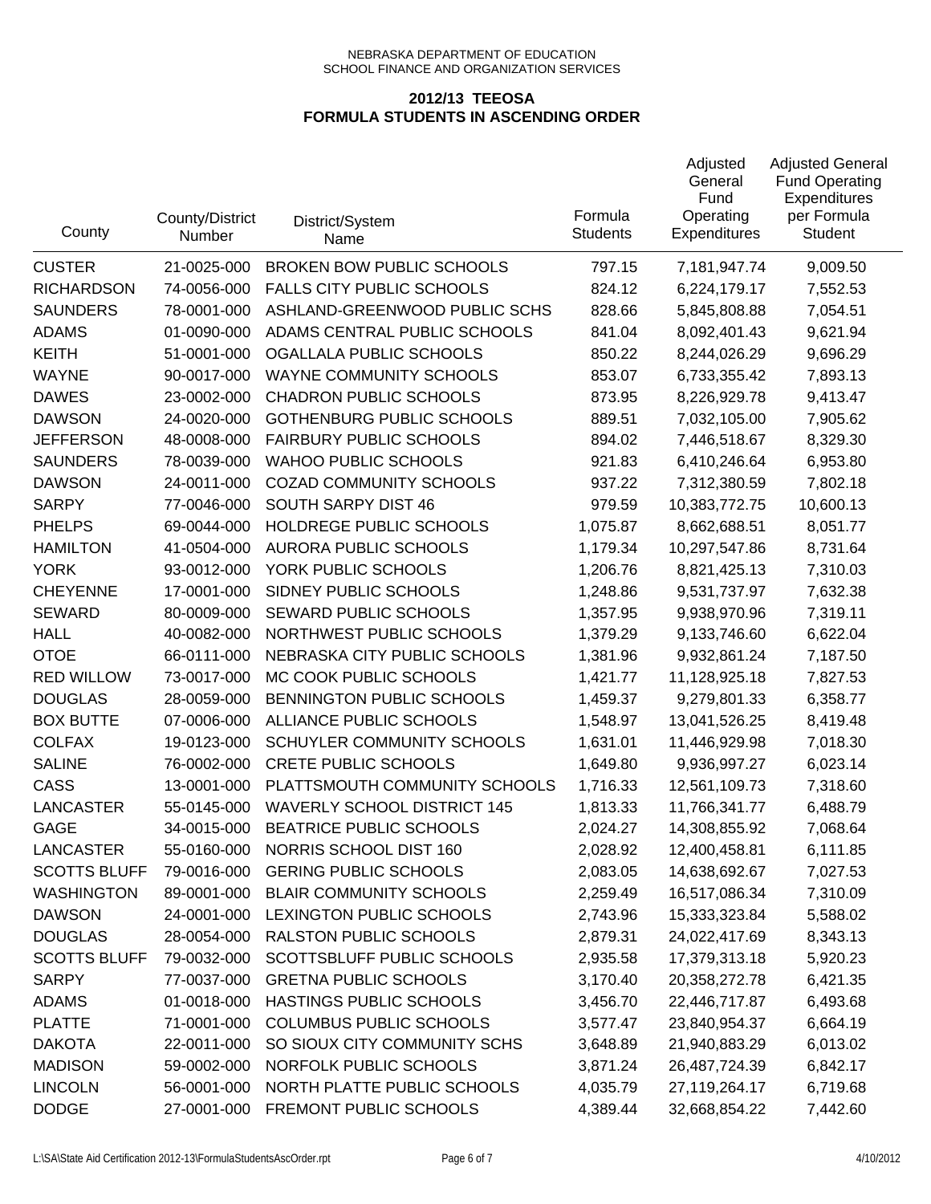NEBRASKA DEPARTMENT OF EDUCATION
SCHOOL FINANCE AND ORGANIZATION SERVICES

## 2012/13 TEEOSA
## FORMULA STUDENTS IN ASCENDING ORDER

| County | County/District Number | District/System Name | Formula Students | Adjusted General Fund Operating Expenditures | Adjusted General Fund Operating Expenditures per Formula Student |
|---|---|---|---|---|---|
| CUSTER | 21-0025-000 | BROKEN BOW PUBLIC SCHOOLS | 797.15 | 7,181,947.74 | 9,009.50 |
| RICHARDSON | 74-0056-000 | FALLS CITY PUBLIC SCHOOLS | 824.12 | 6,224,179.17 | 7,552.53 |
| SAUNDERS | 78-0001-000 | ASHLAND-GREENWOOD PUBLIC SCHS | 828.66 | 5,845,808.88 | 7,054.51 |
| ADAMS | 01-0090-000 | ADAMS CENTRAL PUBLIC SCHOOLS | 841.04 | 8,092,401.43 | 9,621.94 |
| KEITH | 51-0001-000 | OGALLALA PUBLIC SCHOOLS | 850.22 | 8,244,026.29 | 9,696.29 |
| WAYNE | 90-0017-000 | WAYNE COMMUNITY SCHOOLS | 853.07 | 6,733,355.42 | 7,893.13 |
| DAWES | 23-0002-000 | CHADRON PUBLIC SCHOOLS | 873.95 | 8,226,929.78 | 9,413.47 |
| DAWSON | 24-0020-000 | GOTHENBURG PUBLIC SCHOOLS | 889.51 | 7,032,105.00 | 7,905.62 |
| JEFFERSON | 48-0008-000 | FAIRBURY PUBLIC SCHOOLS | 894.02 | 7,446,518.67 | 8,329.30 |
| SAUNDERS | 78-0039-000 | WAHOO PUBLIC SCHOOLS | 921.83 | 6,410,246.64 | 6,953.80 |
| DAWSON | 24-0011-000 | COZAD COMMUNITY SCHOOLS | 937.22 | 7,312,380.59 | 7,802.18 |
| SARPY | 77-0046-000 | SOUTH SARPY DIST 46 | 979.59 | 10,383,772.75 | 10,600.13 |
| PHELPS | 69-0044-000 | HOLDREGE PUBLIC SCHOOLS | 1,075.87 | 8,662,688.51 | 8,051.77 |
| HAMILTON | 41-0504-000 | AURORA PUBLIC SCHOOLS | 1,179.34 | 10,297,547.86 | 8,731.64 |
| YORK | 93-0012-000 | YORK PUBLIC SCHOOLS | 1,206.76 | 8,821,425.13 | 7,310.03 |
| CHEYENNE | 17-0001-000 | SIDNEY PUBLIC SCHOOLS | 1,248.86 | 9,531,737.97 | 7,632.38 |
| SEWARD | 80-0009-000 | SEWARD PUBLIC SCHOOLS | 1,357.95 | 9,938,970.96 | 7,319.11 |
| HALL | 40-0082-000 | NORTHWEST PUBLIC SCHOOLS | 1,379.29 | 9,133,746.60 | 6,622.04 |
| OTOE | 66-0111-000 | NEBRASKA CITY PUBLIC SCHOOLS | 1,381.96 | 9,932,861.24 | 7,187.50 |
| RED WILLOW | 73-0017-000 | MC COOK PUBLIC SCHOOLS | 1,421.77 | 11,128,925.18 | 7,827.53 |
| DOUGLAS | 28-0059-000 | BENNINGTON PUBLIC SCHOOLS | 1,459.37 | 9,279,801.33 | 6,358.77 |
| BOX BUTTE | 07-0006-000 | ALLIANCE PUBLIC SCHOOLS | 1,548.97 | 13,041,526.25 | 8,419.48 |
| COLFAX | 19-0123-000 | SCHUYLER COMMUNITY SCHOOLS | 1,631.01 | 11,446,929.98 | 7,018.30 |
| SALINE | 76-0002-000 | CRETE PUBLIC SCHOOLS | 1,649.80 | 9,936,997.27 | 6,023.14 |
| CASS | 13-0001-000 | PLATTSMOUTH COMMUNITY SCHOOLS | 1,716.33 | 12,561,109.73 | 7,318.60 |
| LANCASTER | 55-0145-000 | WAVERLY SCHOOL DISTRICT 145 | 1,813.33 | 11,766,341.77 | 6,488.79 |
| GAGE | 34-0015-000 | BEATRICE PUBLIC SCHOOLS | 2,024.27 | 14,308,855.92 | 7,068.64 |
| LANCASTER | 55-0160-000 | NORRIS SCHOOL DIST 160 | 2,028.92 | 12,400,458.81 | 6,111.85 |
| SCOTTS BLUFF | 79-0016-000 | GERING PUBLIC SCHOOLS | 2,083.05 | 14,638,692.67 | 7,027.53 |
| WASHINGTON | 89-0001-000 | BLAIR COMMUNITY SCHOOLS | 2,259.49 | 16,517,086.34 | 7,310.09 |
| DAWSON | 24-0001-000 | LEXINGTON PUBLIC SCHOOLS | 2,743.96 | 15,333,323.84 | 5,588.02 |
| DOUGLAS | 28-0054-000 | RALSTON PUBLIC SCHOOLS | 2,879.31 | 24,022,417.69 | 8,343.13 |
| SCOTTS BLUFF | 79-0032-000 | SCOTTSBLUFF PUBLIC SCHOOLS | 2,935.58 | 17,379,313.18 | 5,920.23 |
| SARPY | 77-0037-000 | GRETNA PUBLIC SCHOOLS | 3,170.40 | 20,358,272.78 | 6,421.35 |
| ADAMS | 01-0018-000 | HASTINGS PUBLIC SCHOOLS | 3,456.70 | 22,446,717.87 | 6,493.68 |
| PLATTE | 71-0001-000 | COLUMBUS PUBLIC SCHOOLS | 3,577.47 | 23,840,954.37 | 6,664.19 |
| DAKOTA | 22-0011-000 | SO SIOUX CITY COMMUNITY SCHS | 3,648.89 | 21,940,883.29 | 6,013.02 |
| MADISON | 59-0002-000 | NORFOLK PUBLIC SCHOOLS | 3,871.24 | 26,487,724.39 | 6,842.17 |
| LINCOLN | 56-0001-000 | NORTH PLATTE PUBLIC SCHOOLS | 4,035.79 | 27,119,264.17 | 6,719.68 |
| DODGE | 27-0001-000 | FREMONT PUBLIC SCHOOLS | 4,389.44 | 32,668,854.22 | 7,442.60 |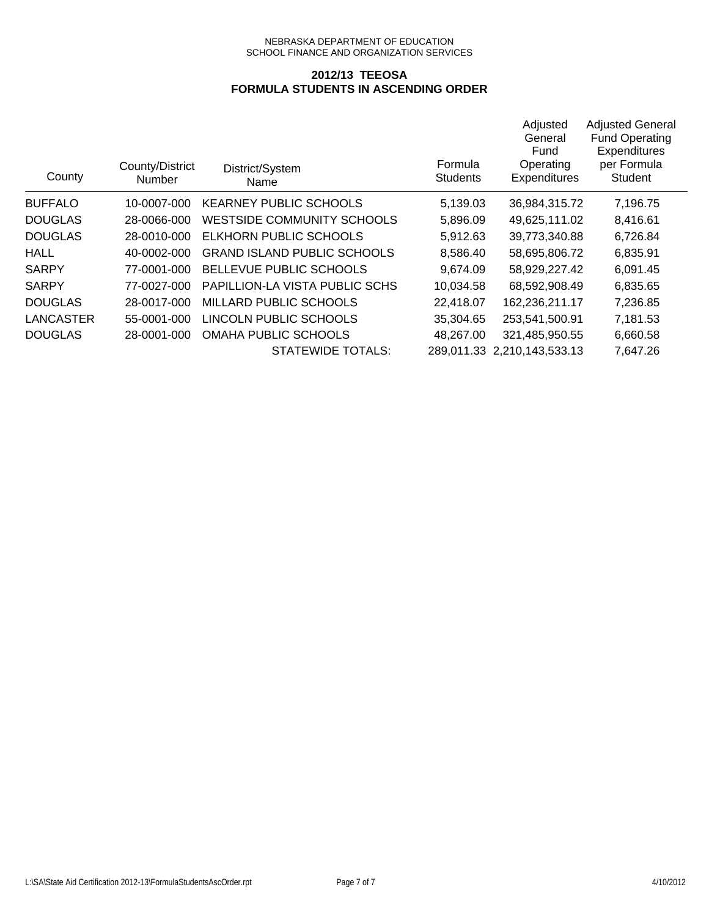NEBRASKA DEPARTMENT OF EDUCATION
SCHOOL FINANCE AND ORGANIZATION SERVICES

## 2012/13 TEEOSA
## FORMULA STUDENTS IN ASCENDING ORDER

| County | County/District Number | District/System Name | Formula Students | Adjusted General Fund Operating Expenditures | Adjusted General Fund Operating Expenditures per Formula Student |
|---|---|---|---|---|---|
| BUFFALO | 10-0007-000 | KEARNEY PUBLIC SCHOOLS | 5,139.03 | 36,984,315.72 | 7,196.75 |
| DOUGLAS | 28-0066-000 | WESTSIDE COMMUNITY SCHOOLS | 5,896.09 | 49,625,111.02 | 8,416.61 |
| DOUGLAS | 28-0010-000 | ELKHORN PUBLIC SCHOOLS | 5,912.63 | 39,773,340.88 | 6,726.84 |
| HALL | 40-0002-000 | GRAND ISLAND PUBLIC SCHOOLS | 8,586.40 | 58,695,806.72 | 6,835.91 |
| SARPY | 77-0001-000 | BELLEVUE PUBLIC SCHOOLS | 9,674.09 | 58,929,227.42 | 6,091.45 |
| SARPY | 77-0027-000 | PAPILLION-LA VISTA PUBLIC SCHS | 10,034.58 | 68,592,908.49 | 6,835.65 |
| DOUGLAS | 28-0017-000 | MILLARD PUBLIC SCHOOLS | 22,418.07 | 162,236,211.17 | 7,236.85 |
| LANCASTER | 55-0001-000 | LINCOLN PUBLIC SCHOOLS | 35,304.65 | 253,541,500.91 | 7,181.53 |
| DOUGLAS | 28-0001-000 | OMAHA PUBLIC SCHOOLS | 48,267.00 | 321,485,950.55 | 6,660.58 |
| | | STATEWIDE TOTALS: | 289,011.33 | 2,210,143,533.13 | 7,647.26 |

L:\SA\State Aid Certification 2012-13\FormulaStudentsAscOrder.rpt 4/10/2012